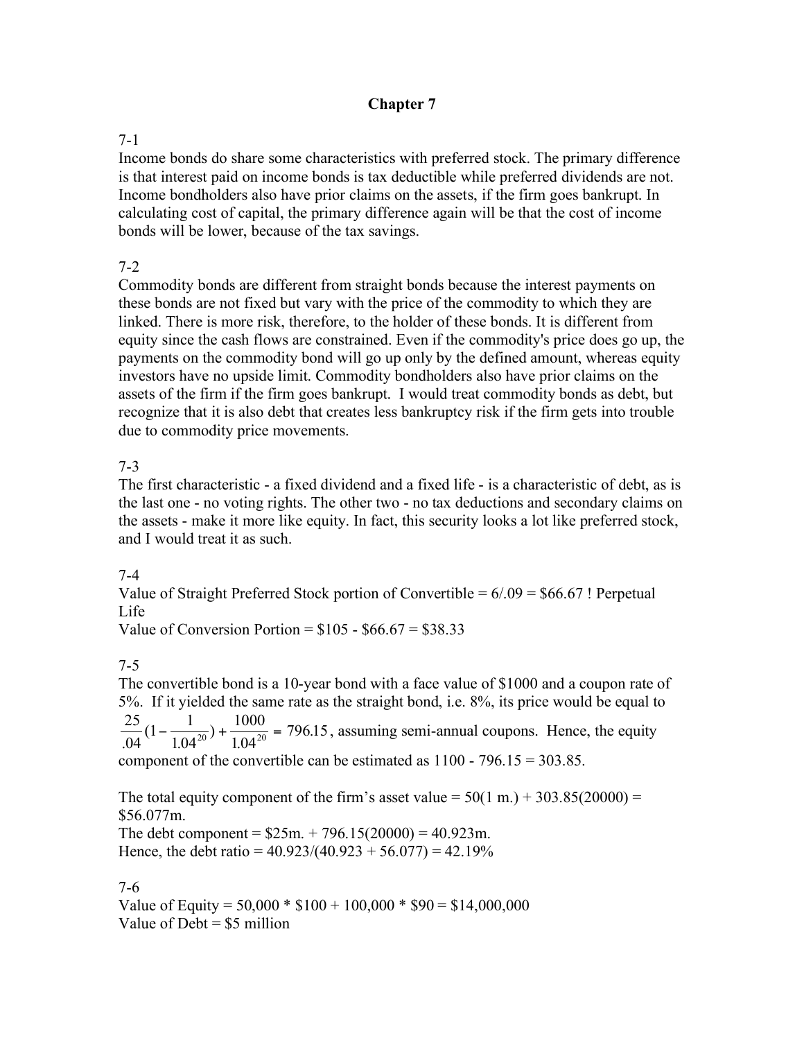# Chapter 7

7-1

Income bonds do share some characteristics with preferred stock. The primary difference is that interest paid on income bonds is tax deductible while preferred dividends are not. Income bondholders also have prior claims on the assets, if the firm goes bankrupt. In calculating cost of capital, the primary difference again will be that the cost of income bonds will be lower, because of the tax savings.

7-2

Commodity bonds are different from straight bonds because the interest payments on these bonds are not fixed but vary with the price of the commodity to which they are linked. There is more risk, therefore, to the holder of these bonds. It is different from equity since the cash flows are constrained. Even if the commodity's price does go up, the payments on the commodity bond will go up only by the defined amount, whereas equity investors have no upside limit. Commodity bondholders also have prior claims on the assets of the firm if the firm goes bankrupt. I would treat commodity bonds as debt, but recognize that it is also debt that creates less bankruptcy risk if the firm gets into trouble due to commodity price movements.

7-3

The first characteristic - a fixed dividend and a fixed life - is a characteristic of debt, as is the last one - no voting rights. The other two - no tax deductions and secondary claims on the assets - make it more like equity. In fact, this security looks a lot like preferred stock, and I would treat it as such.

7-4

Value of Straight Preferred Stock portion of Convertible = 6/.09 = $66.67 ! Perpetual Life

Value of Conversion Portion = $105 - $66.67 = $38.33

7-5

The convertible bond is a 10-year bond with a face value of $1000 and a coupon rate of 5%. If it yielded the same rate as the straight bond, i.e. 8%, its price would be equal to $\frac{25}{.04}(1-\frac{1}{1.04^{20}})+\frac{1000}{1.04^{20}} = 796.15$, assuming semi-annual coupons. Hence, the equity component of the convertible can be estimated as 1100 - 796.15 = 303.85.

The total equity component of the firm's asset value = 50(1 m.) + 303.85(20000) = $56.077m.

The debt component = $25m. + 796.15(20000) = 40.923m.

Hence, the debt ratio = 40.923/(40.923 + 56.077) = 42.19%

7-6

Value of Equity = 50,000 * $100 + 100,000 * $90 = $14,000,000

Value of Debt = $5 million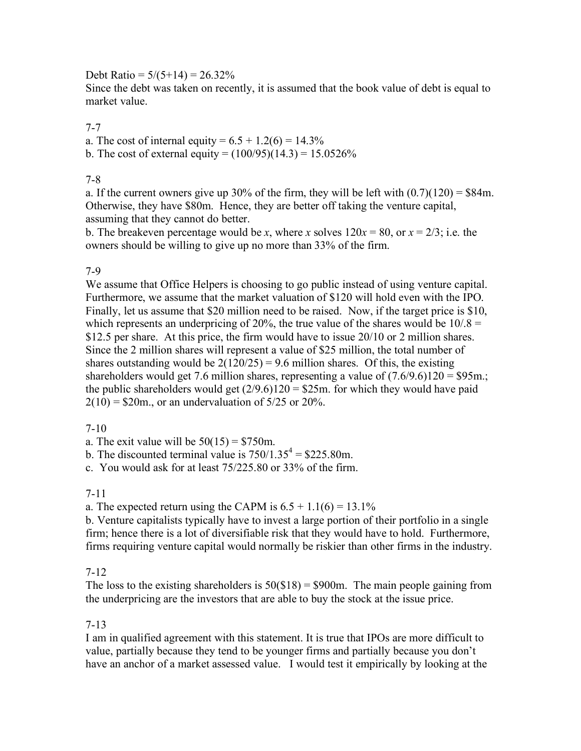Debt Ratio = 5/(5+14) = 26.32%

Since the debt was taken on recently, it is assumed that the book value of debt is equal to market value.

7-7

a. The cost of internal equity = 6.5 + 1.2(6) = 14.3%

b. The cost of external equity = (100/95)(14.3) = 15.0526%

7-8

a. If the current owners give up 30% of the firm, they will be left with (0.7)(120) = \$84m. Otherwise, they have \$80m. Hence, they are better off taking the venture capital, assuming that they cannot do better.

b. The breakeven percentage would be $x$, where $x$ solves $120x = 80$, or $x = 2/3$; i.e. the owners should be willing to give up no more than 33% of the firm.

7-9

We assume that Office Helpers is choosing to go public instead of using venture capital. Furthermore, we assume that the market valuation of \$120 will hold even with the IPO. Finally, let us assume that \$20 million need to be raised. Now, if the target price is \$10, which represents an underpricing of 20%, the true value of the shares would be 10/.8 = \$12.5 per share. At this price, the firm would have to issue 20/10 or 2 million shares. Since the 2 million shares will represent a value of \$25 million, the total number of shares outstanding would be 2(120/25) = 9.6 million shares. Of this, the existing shareholders would get 7.6 million shares, representing a value of (7.6/9.6)120 = \$95m.; the public shareholders would get (2/9.6)120 = \$25m. for which they would have paid 2(10) = \$20m., or an undervaluation of 5/25 or 20%.

7-10

a. The exit value will be 50(15) = \$750m.

b. The discounted terminal value is $750/1.35^4$ = \$225.80m.

c. You would ask for at least 75/225.80 or 33% of the firm.

7-11

a. The expected return using the CAPM is 6.5 + 1.1(6) = 13.1%

b. Venture capitalists typically have to invest a large portion of their portfolio in a single firm; hence there is a lot of diversifiable risk that they would have to hold. Furthermore, firms requiring venture capital would normally be riskier than other firms in the industry.

7-12

The loss to the existing shareholders is 50(\$18) = \$900m. The main people gaining from the underpricing are the investors that are able to buy the stock at the issue price.

7-13

I am in qualified agreement with this statement. It is true that IPOs are more difficult to value, partially because they tend to be younger firms and partially because you don't have an anchor of a market assessed value. I would test it empirically by looking at the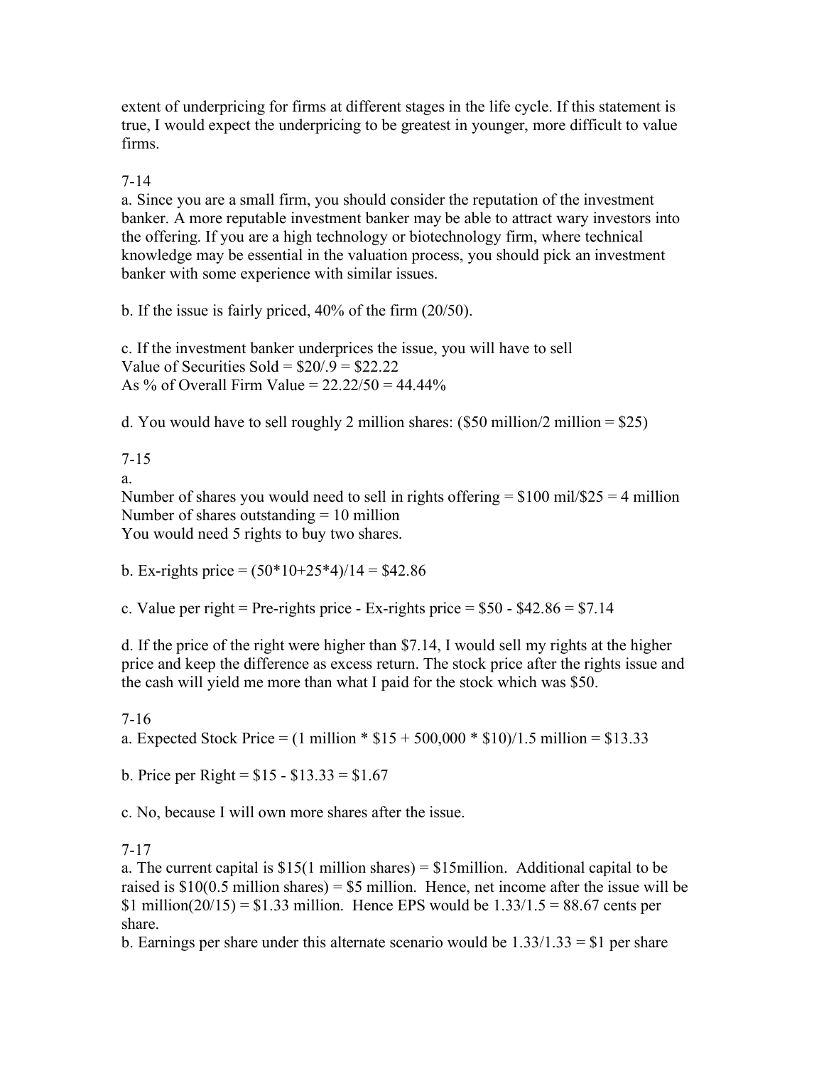extent of underpricing for firms at different stages in the life cycle. If this statement is true, I would expect the underpricing to be greatest in younger, more difficult to value firms.

7-14

a. Since you are a small firm, you should consider the reputation of the investment banker. A more reputable investment banker may be able to attract wary investors into the offering. If you are a high technology or biotechnology firm, where technical knowledge may be essential in the valuation process, you should pick an investment banker with some experience with similar issues.

b. If the issue is fairly priced, 40% of the firm (20/50).

c. If the investment banker underprices the issue, you will have to sell
Value of Securities Sold = $20/.9 = $22.22
As % of Overall Firm Value = 22.22/50 = 44.44%

d. You would have to sell roughly 2 million shares: ($50 million/2 million = $25)

7-15

a.
Number of shares you would need to sell in rights offering = $100 mil/$25 = 4 million
Number of shares outstanding = 10 million
You would need 5 rights to buy two shares.

b. Ex-rights price = (50*10+25*4)/14 = $42.86

c. Value per right = Pre-rights price - Ex-rights price = $50 - $42.86 = $7.14

d. If the price of the right were higher than $7.14, I would sell my rights at the higher price and keep the difference as excess return. The stock price after the rights issue and the cash will yield me more than what I paid for the stock which was $50.

7-16

a. Expected Stock Price = (1 million * $15 + 500,000 * $10)/1.5 million = $13.33

b. Price per Right = $15 - $13.33 = $1.67

c. No, because I will own more shares after the issue.

7-17

a. The current capital is $15(1 million shares) = $15million. Additional capital to be raised is $10(0.5 million shares) = $5 million. Hence, net income after the issue will be $1 million(20/15) = $1.33 million. Hence EPS would be 1.33/1.5 = 88.67 cents per share.
b. Earnings per share under this alternate scenario would be 1.33/1.33 = $1 per share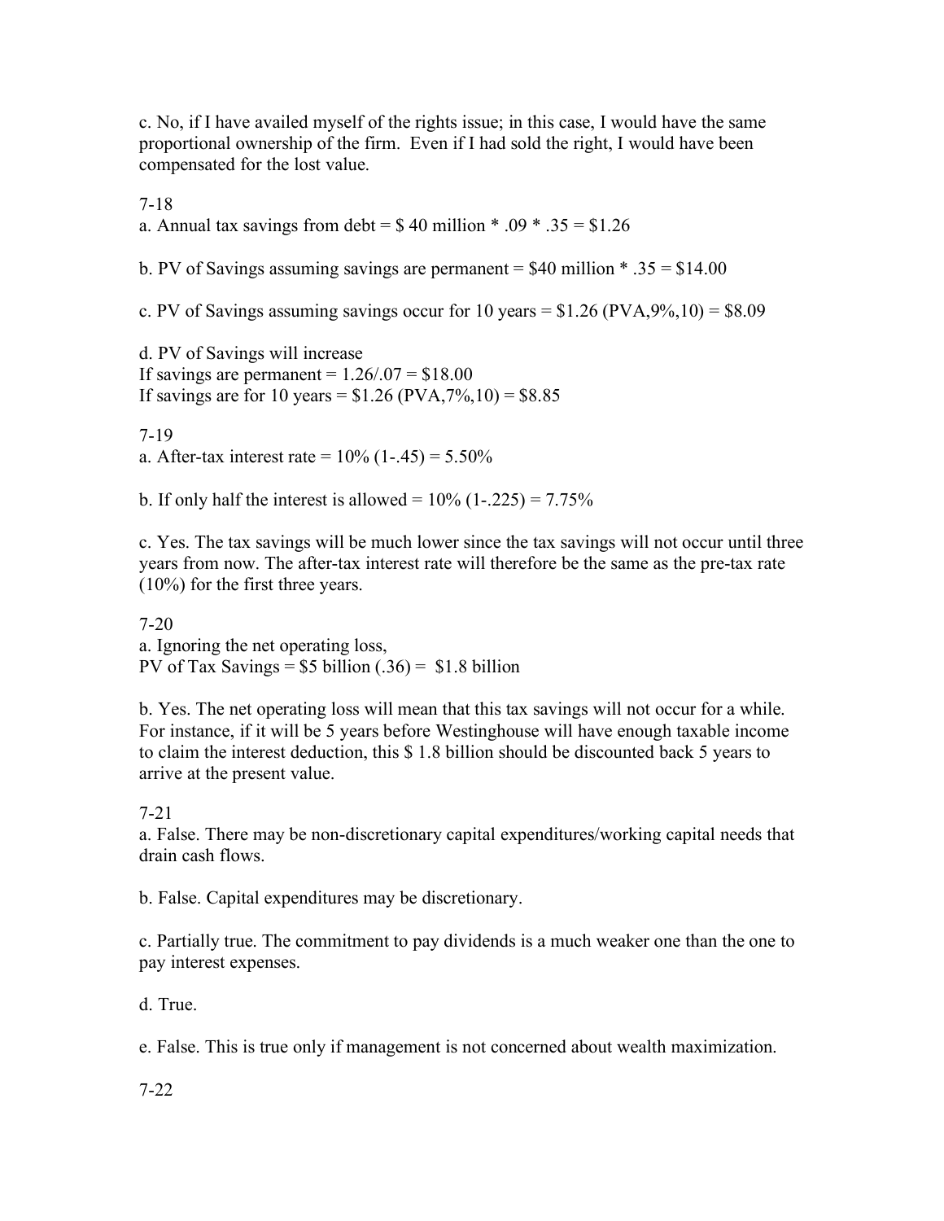c. No, if I have availed myself of the rights issue; in this case, I would have the same proportional ownership of the firm. Even if I had sold the right, I would have been compensated for the lost value.

7-18

a. Annual tax savings from debt = $ 40 million * .09 * .35 = $1.26

b. PV of Savings assuming savings are permanent = $40 million * .35 = $14.00

c. PV of Savings assuming savings occur for 10 years = $1.26 (PVA,9%,10) = $8.09

d. PV of Savings will increase
If savings are permanent = 1.26/.07 = $18.00
If savings are for 10 years = $1.26 (PVA,7%,10) = $8.85

7-19

a. After-tax interest rate = 10% (1-.45) = 5.50%

b. If only half the interest is allowed = 10% (1-.225) = 7.75%

c. Yes. The tax savings will be much lower since the tax savings will not occur until three years from now. The after-tax interest rate will therefore be the same as the pre-tax rate (10%) for the first three years.

7-20

a. Ignoring the net operating loss,
PV of Tax Savings = $5 billion (.36) = $1.8 billion

b. Yes. The net operating loss will mean that this tax savings will not occur for a while. For instance, if it will be 5 years before Westinghouse will have enough taxable income to claim the interest deduction, this $ 1.8 billion should be discounted back 5 years to arrive at the present value.

7-21

a. False. There may be non-discretionary capital expenditures/working capital needs that drain cash flows.

b. False. Capital expenditures may be discretionary.

c. Partially true. The commitment to pay dividends is a much weaker one than the one to pay interest expenses.

d. True.

e. False. This is true only if management is not concerned about wealth maximization.

7-22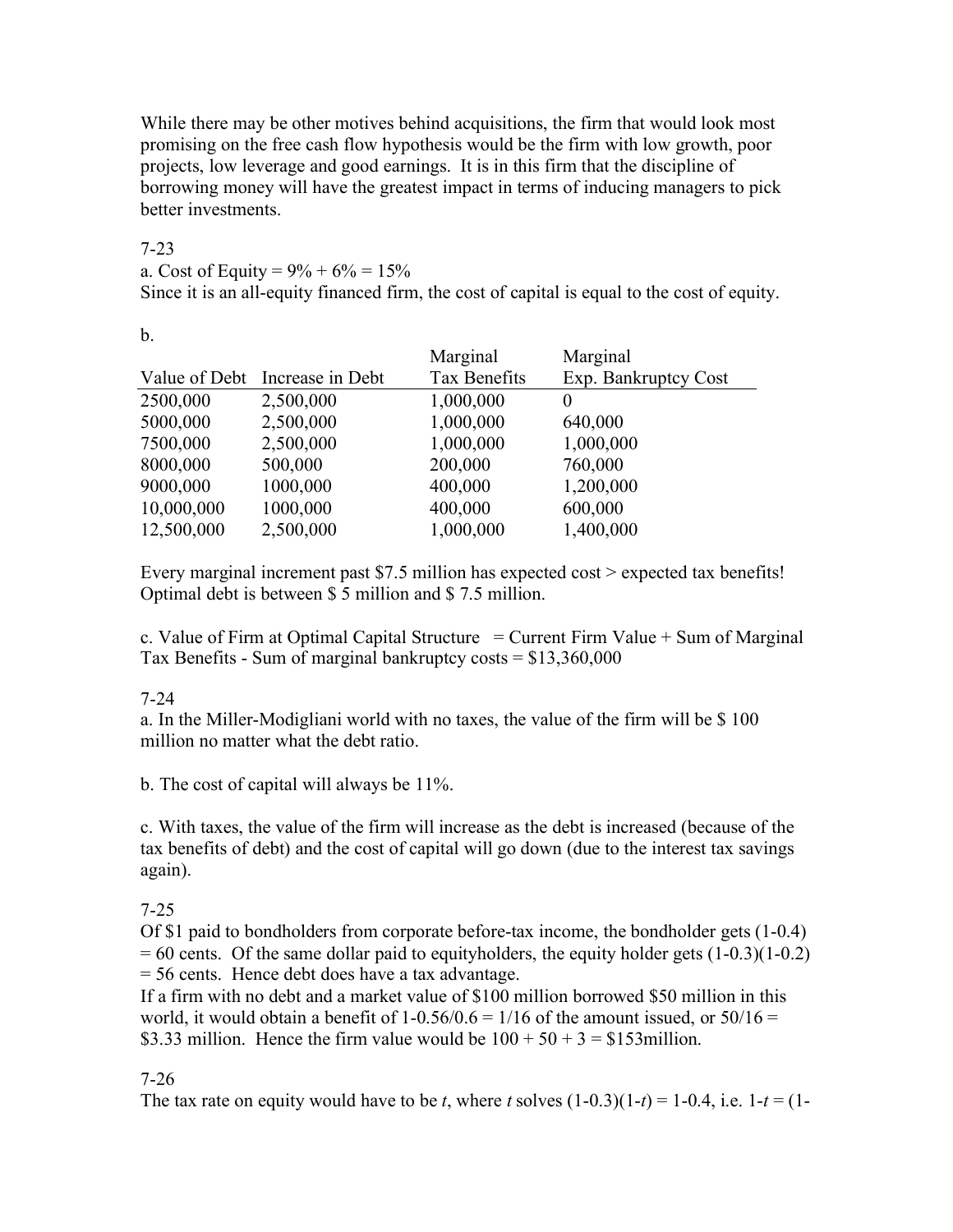While there may be other motives behind acquisitions, the firm that would look most promising on the free cash flow hypothesis would be the firm with low growth, poor projects, low leverage and good earnings. It is in this firm that the discipline of borrowing money will have the greatest impact in terms of inducing managers to pick better investments.

7-23

a. Cost of Equity = 9% + 6% = 15%
Since it is an all-equity financed firm, the cost of capital is equal to the cost of equity.

b.

| Value of Debt | Increase in Debt | Marginal Tax Benefits | Marginal Exp. Bankruptcy Cost |
|---|---|---|---|
| 2500,000 | 2,500,000 | 1,000,000 | 0 |
| 5000,000 | 2,500,000 | 1,000,000 | 640,000 |
| 7500,000 | 2,500,000 | 1,000,000 | 1,000,000 |
| 8000,000 | 500,000 | 200,000 | 760,000 |
| 9000,000 | 1000,000 | 400,000 | 1,200,000 |
| 10,000,000 | 1000,000 | 400,000 | 600,000 |
| 12,500,000 | 2,500,000 | 1,000,000 | 1,400,000 |

Every marginal increment past $7.5 million has expected cost > expected tax benefits! Optimal debt is between $ 5 million and $ 7.5 million.

c. Value of Firm at Optimal Capital Structure = Current Firm Value + Sum of Marginal Tax Benefits - Sum of marginal bankruptcy costs = $13,360,000

7-24

a. In the Miller-Modigliani world with no taxes, the value of the firm will be $ 100 million no matter what the debt ratio.

b. The cost of capital will always be 11%.

c. With taxes, the value of the firm will increase as the debt is increased (because of the tax benefits of debt) and the cost of capital will go down (due to the interest tax savings again).

7-25

Of $1 paid to bondholders from corporate before-tax income, the bondholder gets (1-0.4) = 60 cents. Of the same dollar paid to equityholders, the equity holder gets (1-0.3)(1-0.2) = 56 cents. Hence debt does have a tax advantage.
If a firm with no debt and a market value of $100 million borrowed $50 million in this world, it would obtain a benefit of 1-0.56/0.6 = 1/16 of the amount issued, or 50/16 = $3.33 million. Hence the firm value would be 100 + 50 + 3 = $153million.

7-26

The tax rate on equity would have to be *t*, where *t* solves (1-0.3)(1-*t*) = 1-0.4, i.e. 1-*t* = (1-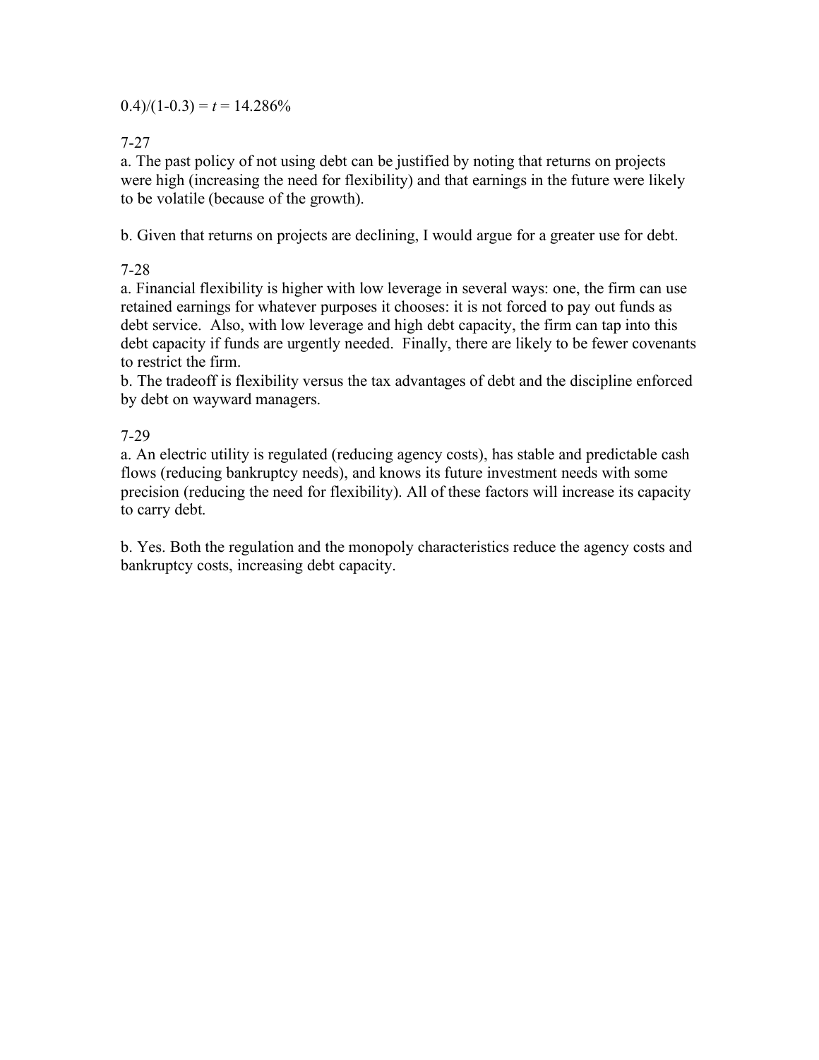$0.4)/(1-0.3) = t = 14.286\%$

7-27

a. The past policy of not using debt can be justified by noting that returns on projects were high (increasing the need for flexibility) and that earnings in the future were likely to be volatile (because of the growth).

b. Given that returns on projects are declining, I would argue for a greater use for debt.

7-28

a. Financial flexibility is higher with low leverage in several ways: one, the firm can use retained earnings for whatever purposes it chooses: it is not forced to pay out funds as debt service. Also, with low leverage and high debt capacity, the firm can tap into this debt capacity if funds are urgently needed. Finally, there are likely to be fewer covenants to restrict the firm.

b. The tradeoff is flexibility versus the tax advantages of debt and the discipline enforced by debt on wayward managers.

7-29

a. An electric utility is regulated (reducing agency costs), has stable and predictable cash flows (reducing bankruptcy needs), and knows its future investment needs with some precision (reducing the need for flexibility). All of these factors will increase its capacity to carry debt.

b. Yes. Both the regulation and the monopoly characteristics reduce the agency costs and bankruptcy costs, increasing debt capacity.